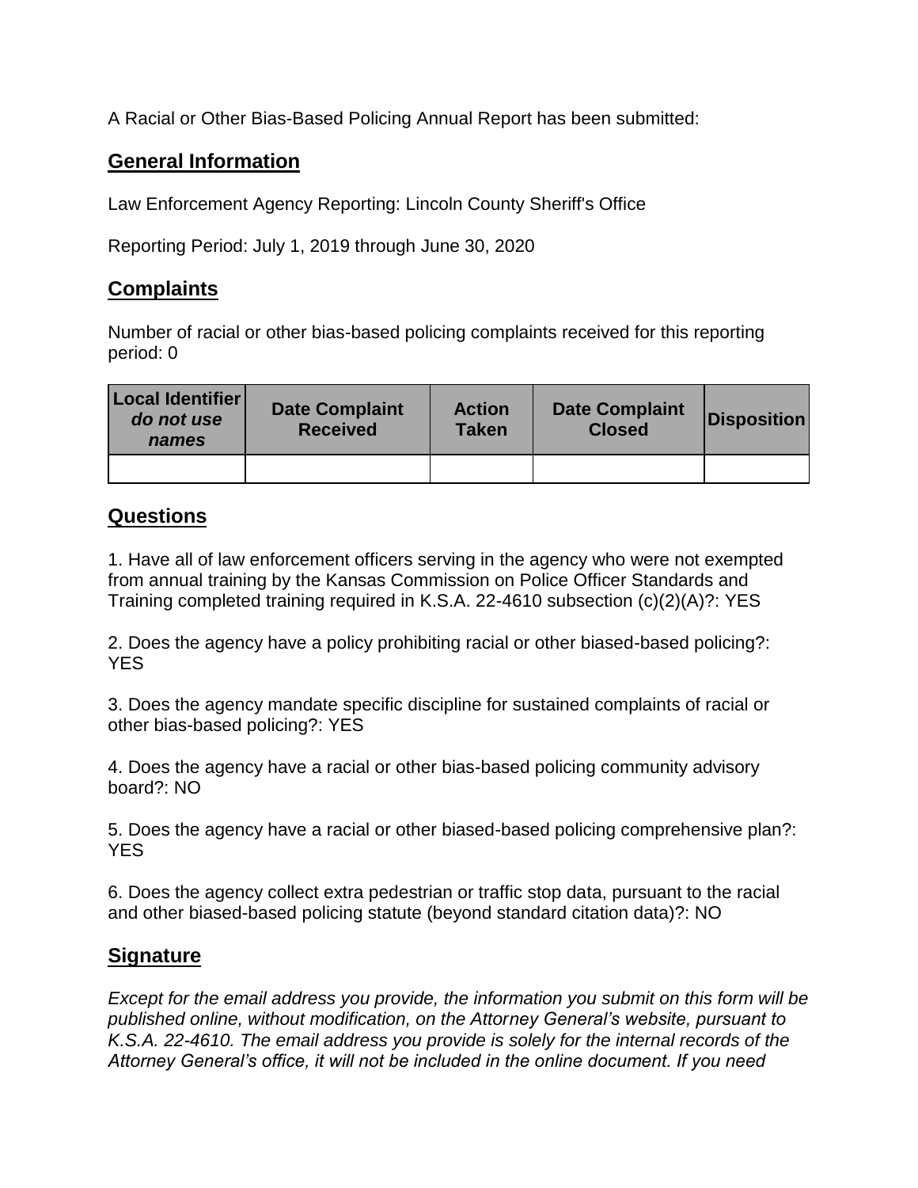A Racial or Other Bias-Based Policing Annual Report has been submitted:

## General Information

Law Enforcement Agency Reporting: Lincoln County Sheriff's Office

Reporting Period: July 1, 2019 through June 30, 2020

## Complaints

Number of racial or other bias-based policing complaints received for this reporting period: 0

| **Local Identifier** ***do not use names*** | **Date Complaint Received** | **Action Taken** | **Date Complaint Closed** | **Disposition** |
|---|---|---|---|---|
| | | | | |

## Questions

1. Have all of law enforcement officers serving in the agency who were not exempted from annual training by the Kansas Commission on Police Officer Standards and Training completed training required in K.S.A. 22-4610 subsection (c)(2)(A)?: YES

2. Does the agency have a policy prohibiting racial or other biased-based policing?: YES

3. Does the agency mandate specific discipline for sustained complaints of racial or other bias-based policing?: YES

4. Does the agency have a racial or other bias-based policing community advisory board?: NO

5. Does the agency have a racial or other biased-based policing comprehensive plan?: YES

6. Does the agency collect extra pedestrian or traffic stop data, pursuant to the racial and other biased-based policing statute (beyond standard citation data)?: NO

## Signature

*Except for the email address you provide, the information you submit on this form will be published online, without modification, on the Attorney General's website, pursuant to K.S.A. 22-4610. The email address you provide is solely for the internal records of the Attorney General's office, it will not be included in the online document. If you need*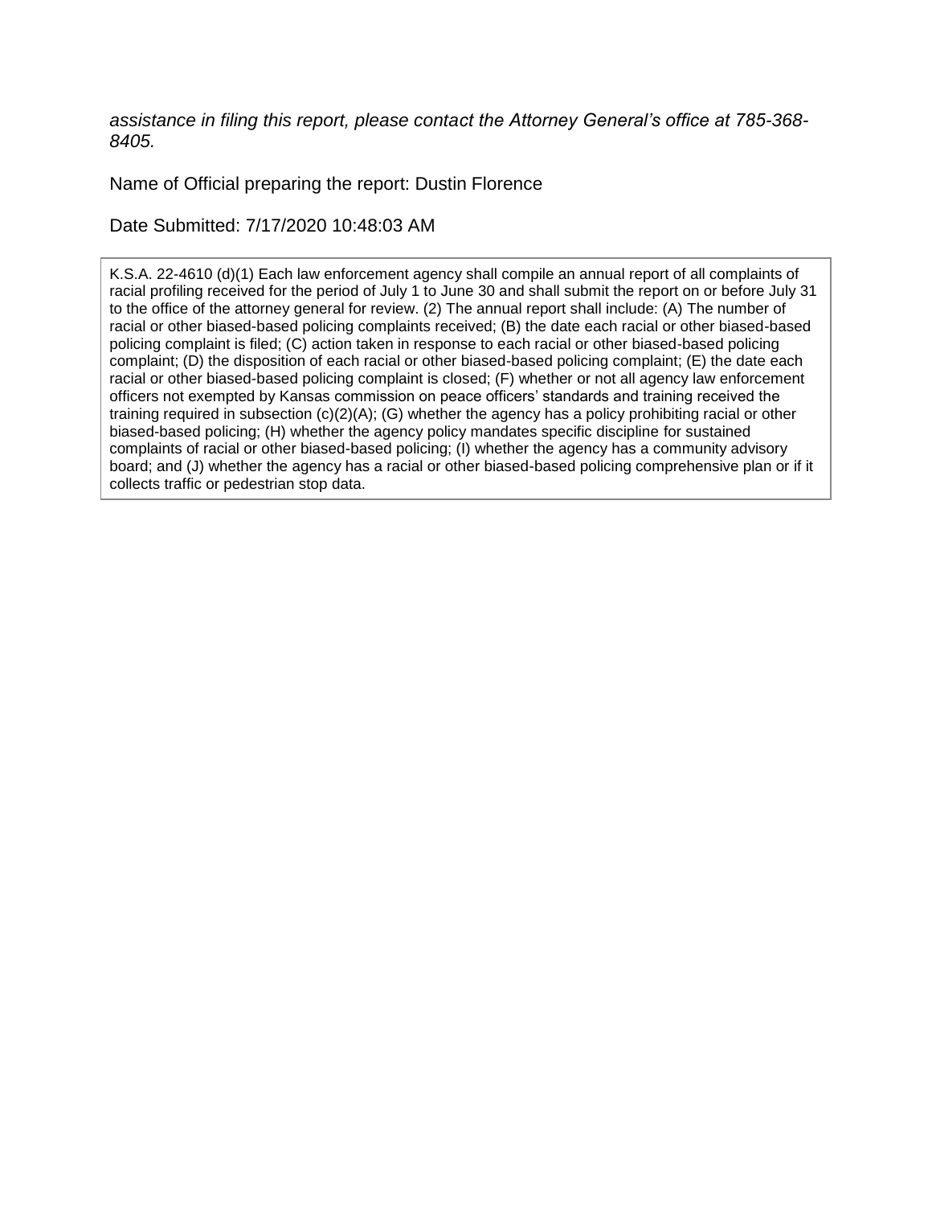*assistance in filing this report, please contact the Attorney General's office at 785-368-8405.*

Name of Official preparing the report: Dustin Florence

Date Submitted: 7/17/2020 10:48:03 AM

K.S.A. 22-4610 (d)(1) Each law enforcement agency shall compile an annual report of all complaints of racial profiling received for the period of July 1 to June 30 and shall submit the report on or before July 31 to the office of the attorney general for review. (2) The annual report shall include: (A) The number of racial or other biased-based policing complaints received; (B) the date each racial or other biased-based policing complaint is filed; (C) action taken in response to each racial or other biased-based policing complaint; (D) the disposition of each racial or other biased-based policing complaint; (E) the date each racial or other biased-based policing complaint is closed; (F) whether or not all agency law enforcement officers not exempted by Kansas commission on peace officers' standards and training received the training required in subsection (c)(2)(A); (G) whether the agency has a policy prohibiting racial or other biased-based policing; (H) whether the agency policy mandates specific discipline for sustained complaints of racial or other biased-based policing; (I) whether the agency has a community advisory board; and (J) whether the agency has a racial or other biased-based policing comprehensive plan or if it collects traffic or pedestrian stop data.